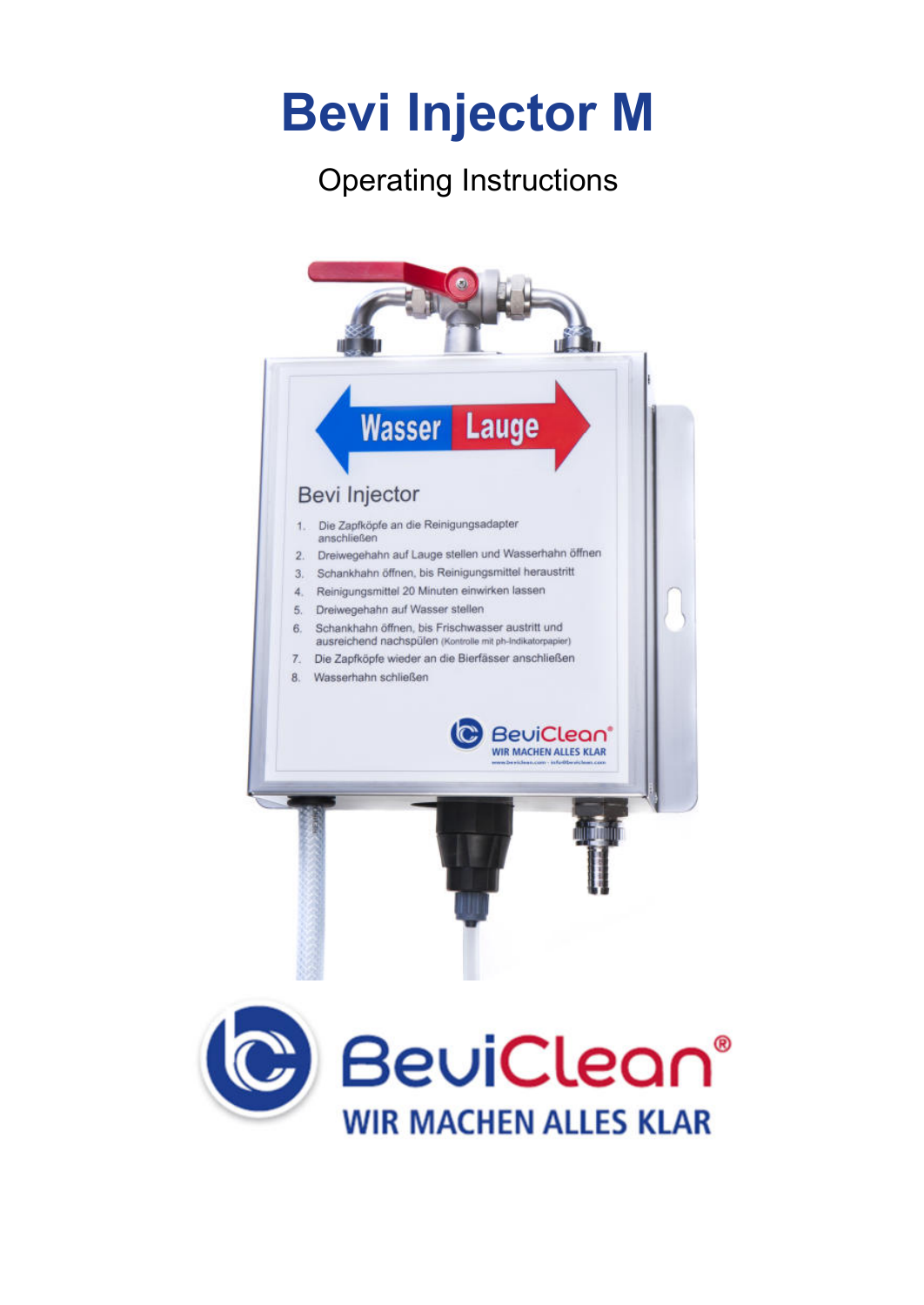# Bevi Injector M

Operating Instructions

Wasser | Lauge

Bevi Injector

1. Die Zapfköpfe an die Reinigungsadapter anschließen
2. Dreiwegehahn auf Lauge stellen und Wasserhahn öffnen
3. Schankhahn öffnen, bis Reinigungsmittel heraustritt
4. Reinigungsmittel 20 Minuten einwirken lassen
5. Dreiwegehahn auf Wasser stellen
6. Schankhahn öffnen, bis Frischwasser austritt und ausreichend nachspülen (Kontrolle mit ph-Indikatorpapier)
7. Die Zapfköpfe wieder an die Bierfässer anschließen
8. Wasserhahn schließen

BeviClean®
WIR MACHEN ALLES KLAR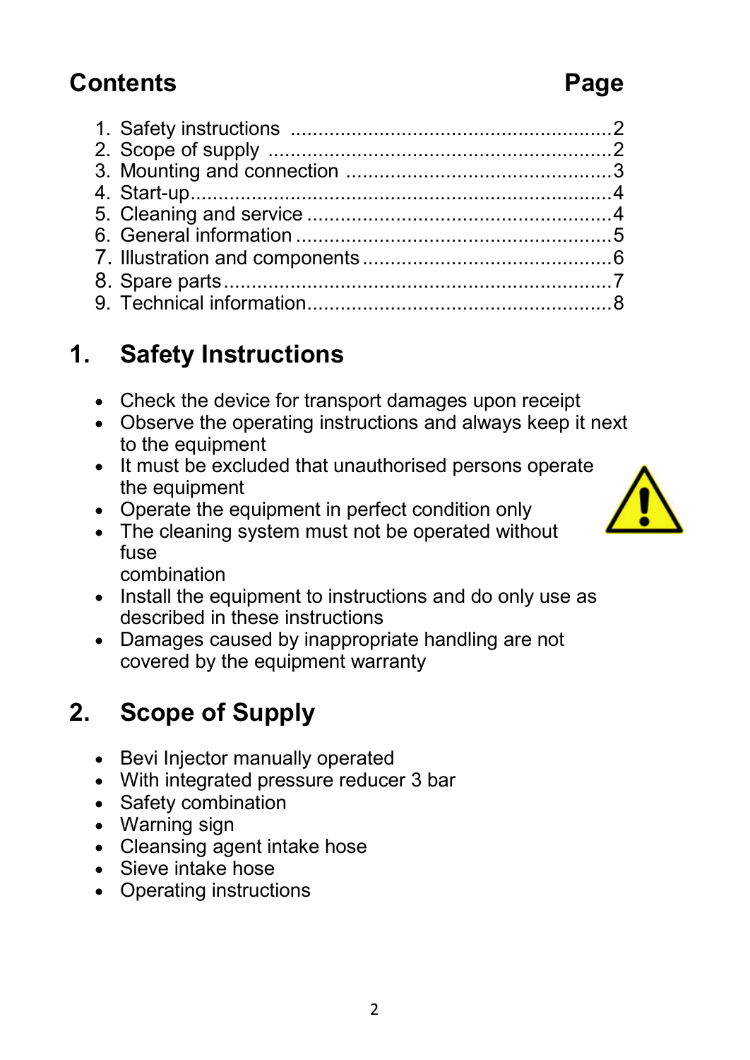## Contents

| Contents | Page |
|---|---|
| 1. Safety instructions | 2 |
| 2. Scope of supply | 2 |
| 3. Mounting and connection | 3 |
| 4. Start-up | 4 |
| 5. Cleaning and service | 4 |
| 6. General information | 5 |
| 7. Illustration and components | 6 |
| 8. Spare parts | 7 |
| 9. Technical information | 8 |

## 1. Safety Instructions

- Check the device for transport damages upon receipt
- Observe the operating instructions and always keep it next to the equipment
- It must be excluded that unauthorised persons operate the equipment
- Operate the equipment in perfect condition only
- The cleaning system must not be operated without fuse combination
- Install the equipment to instructions and do only use as described in these instructions
- Damages caused by inappropriate handling are not covered by the equipment warranty

## 2. Scope of Supply

- Bevi Injector manually operated
- With integrated pressure reducer 3 bar
- Safety combination
- Warning sign
- Cleansing agent intake hose
- Sieve intake hose
- Operating instructions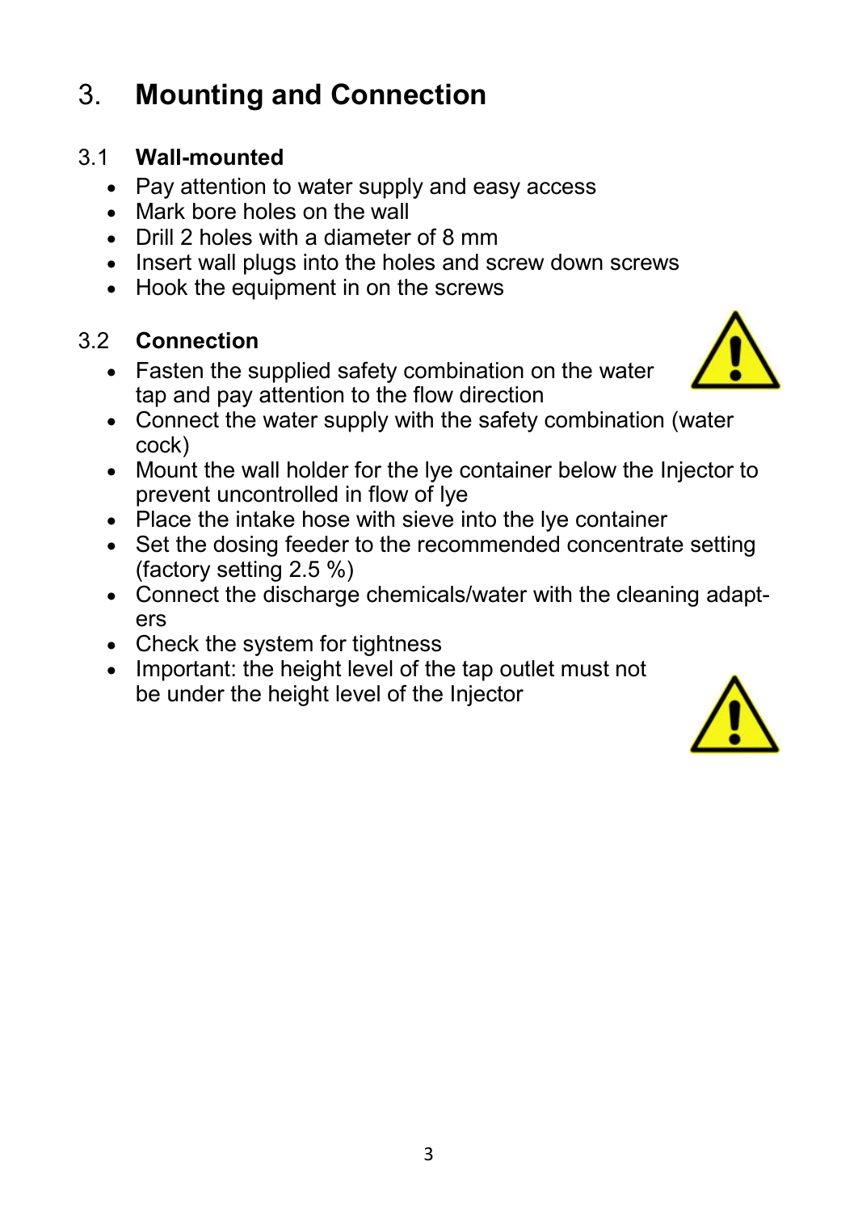# 3. Mounting and Connection

## 3.1 Wall-mounted

- Pay attention to water supply and easy access
- Mark bore holes on the wall
- Drill 2 holes with a diameter of 8 mm
- Insert wall plugs into the holes and screw down screws
- Hook the equipment in on the screws

## 3.2 Connection

- Fasten the supplied safety combination on the water tap and pay attention to the flow direction
- Connect the water supply with the safety combination (water cock)
- Mount the wall holder for the lye container below the Injector to prevent uncontrolled in flow of lye
- Place the intake hose with sieve into the lye container
- Set the dosing feeder to the recommended concentrate setting (factory setting 2.5 %)
- Connect the discharge chemicals/water with the cleaning adapters
- Check the system for tightness
- Important: the height level of the tap outlet must not be under the height level of the Injector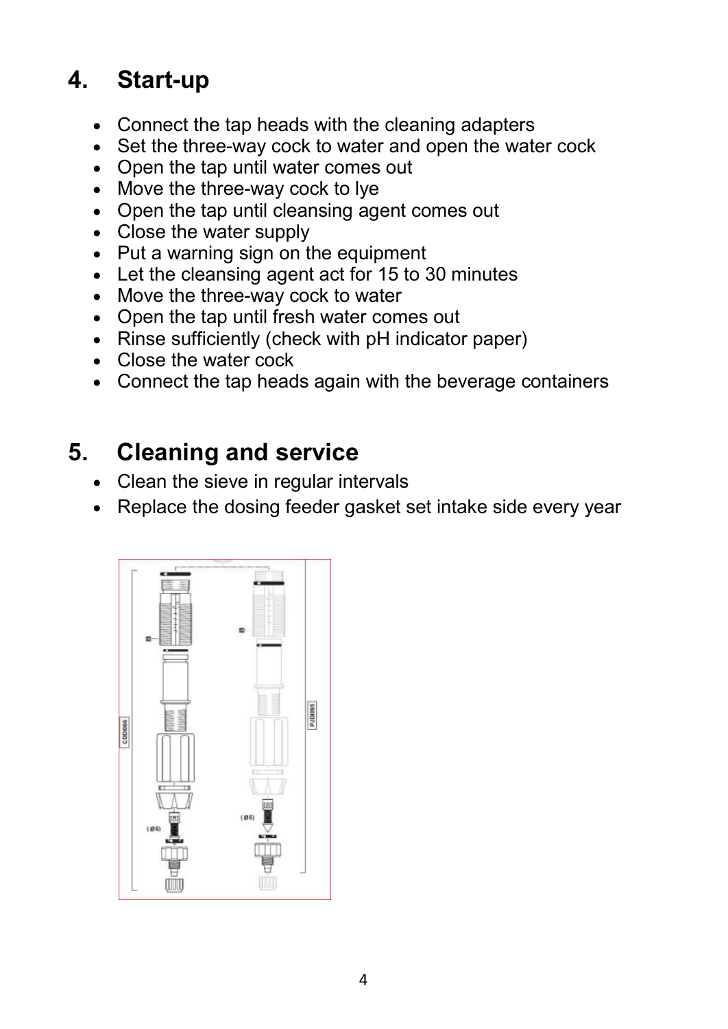## 4. Start-up

- Connect the tap heads with the cleaning adapters
- Set the three-way cock to water and open the water cock
- Open the tap until water comes out
- Move the three-way cock to lye
- Open the tap until cleansing agent comes out
- Close the water supply
- Put a warning sign on the equipment
- Let the cleansing agent act for 15 to 30 minutes
- Move the three-way cock to water
- Open the tap until fresh water comes out
- Rinse sufficiently (check with pH indicator paper)
- Close the water cock
- Connect the tap heads again with the beverage containers

## 5. Cleaning and service

- Clean the sieve in regular intervals
- Replace the dosing feeder gasket set intake side every year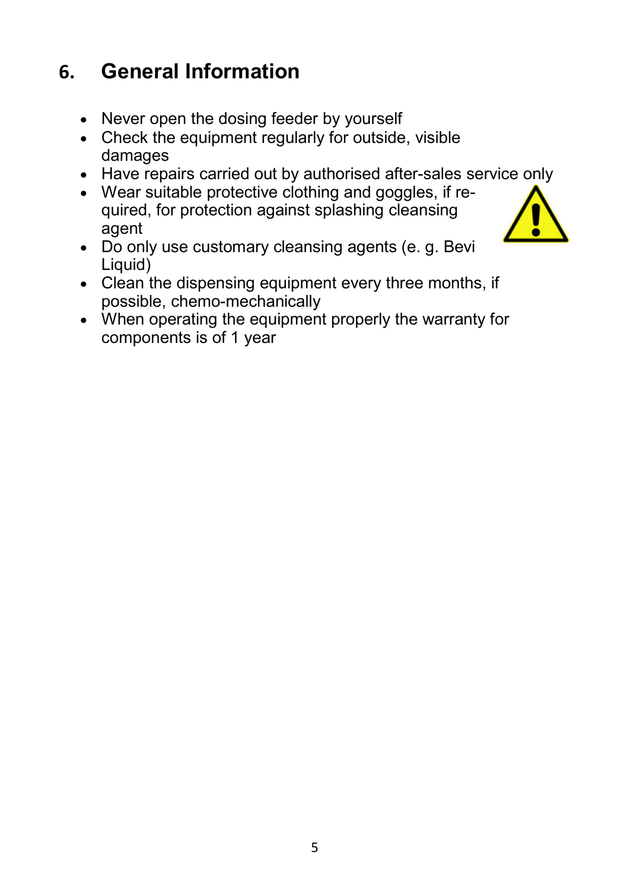## 6. General Information

- Never open the dosing feeder by yourself
- Check the equipment regularly for outside, visible damages
- Have repairs carried out by authorised after-sales service only
- Wear suitable protective clothing and goggles, if required, for protection against splashing cleansing agent
- Do only use customary cleansing agents (e. g. Bevi Liquid)
- Clean the dispensing equipment every three months, if possible, chemo-mechanically
- When operating the equipment properly the warranty for components is of 1 year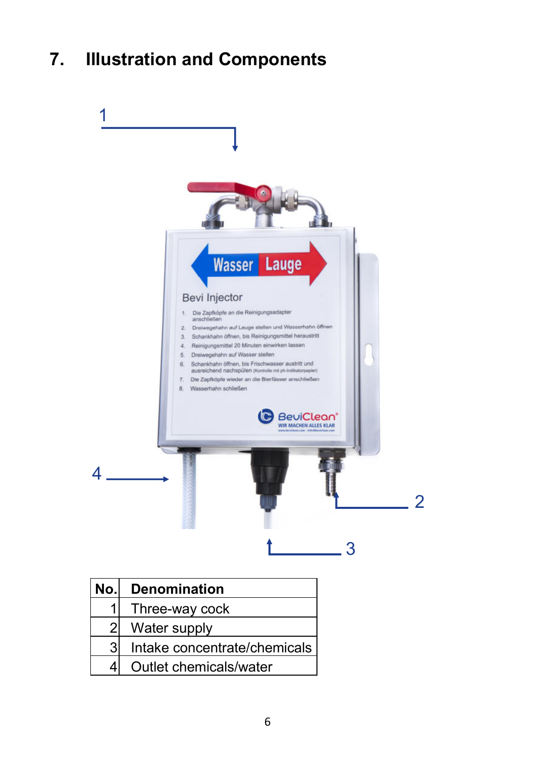# 7. Illustration and Components

| No. | Denomination |
|---|---|
| 1 | Three-way cock |
| 2 | Water supply |
| 3 | Intake concentrate/chemicals |
| 4 | Outlet chemicals/water |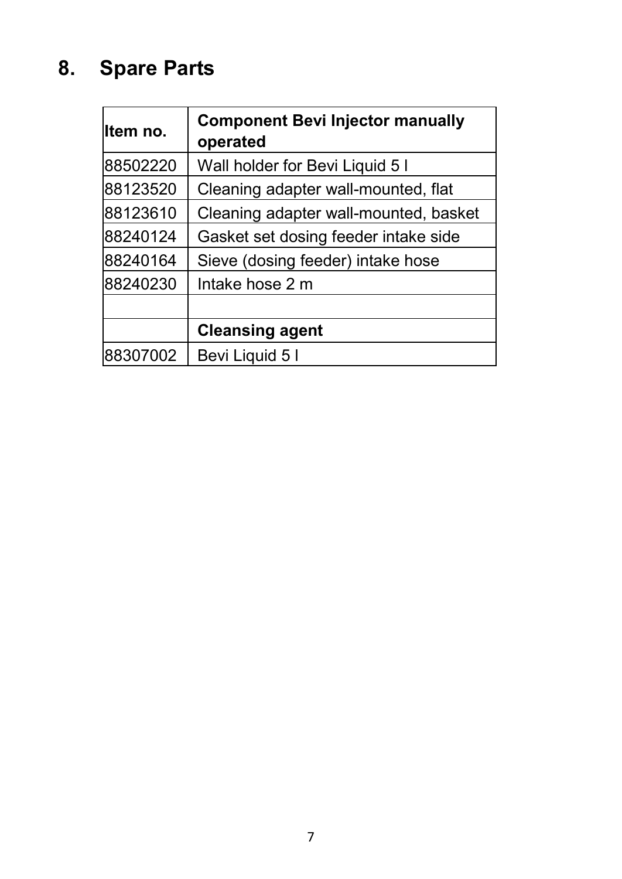# 8. Spare Parts

| Item no. | Component Bevi Injector manually operated |
|---|---|
| 88502220 | Wall holder for Bevi Liquid 5 l |
| 88123520 | Cleaning adapter wall-mounted, flat |
| 88123610 | Cleaning adapter wall-mounted, basket |
| 88240124 | Gasket set dosing feeder intake side |
| 88240164 | Sieve (dosing feeder) intake hose |
| 88240230 | Intake hose 2 m |
| | |
| | **Cleansing agent** |
| 88307002 | Bevi Liquid 5 l |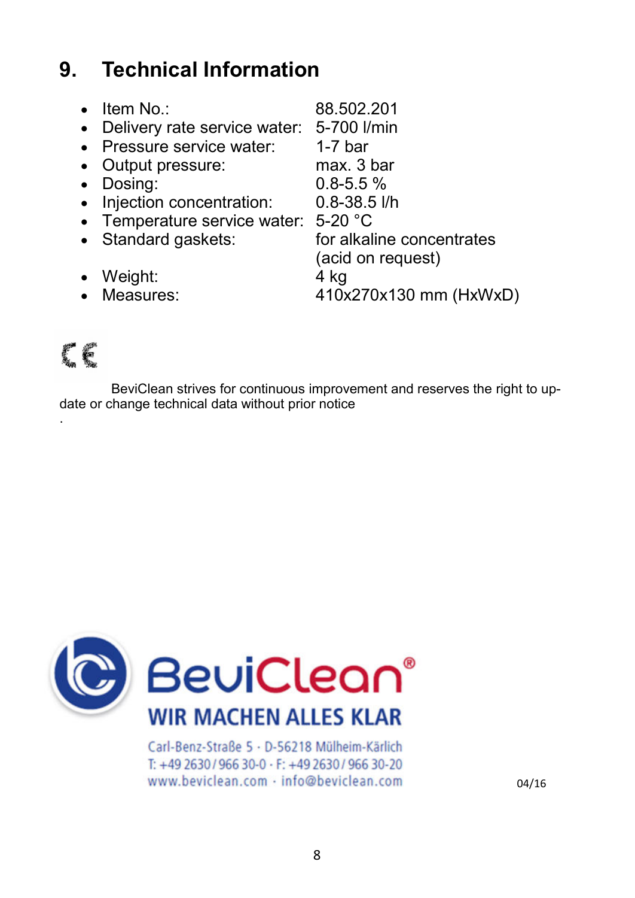# 9. Technical Information

- Item No.: 88.502.201
- Delivery rate service water: 5-700 l/min
- Pressure service water: 1-7 bar
- Output pressure: max. 3 bar
- Dosing: 0.8-5.5 %
- Injection concentration: 0.8-38.5 l/h
- Temperature service water: 5-20 °C
- Standard gaskets: for alkaline concentrates (acid on request)
- Weight: 4 kg
- Measures: 410x270x130 mm (HxWxD)

CE

BeviClean strives for continuous improvement and reserves the right to update or change technical data without prior notice

.

BeviClean®

WIR MACHEN ALLES KLAR

Carl-Benz-Straße 5 · D-56218 Mülheim-Kärlich
T: +49 2630 / 966 30-0 · F: +49 2630 / 966 30-20
www.beviclean.com · info@beviclean.com

04/16